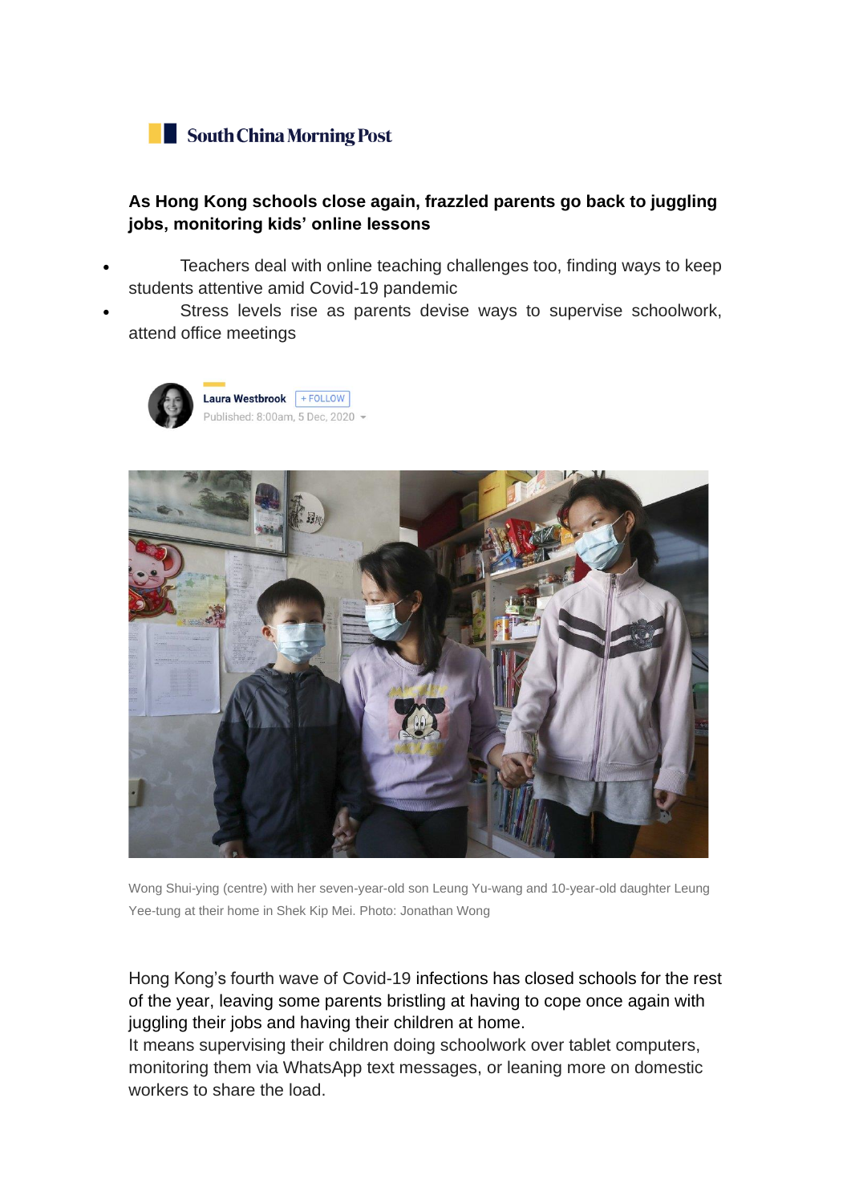South China Morning Post

# As Hong Kong schools close again, frazzled parents go back to juggling jobs, monitoring kids' online lessons

- Teachers deal with online teaching challenges too, finding ways to keep students attentive amid Covid-19 pandemic
- Stress levels rise as parents devise ways to supervise schoolwork, attend office meetings

Laura Westbrook + FOLLOW
Published: 8:00am, 5 Dec, 2020

Wong Shui-ying (centre) with her seven-year-old son Leung Yu-wang and 10-year-old daughter Leung Yee-tung at their home in Shek Kip Mei. Photo: Jonathan Wong

Hong Kong's fourth wave of Covid-19 infections has closed schools for the rest of the year, leaving some parents bristling at having to cope once again with juggling their jobs and having their children at home.

It means supervising their children doing schoolwork over tablet computers, monitoring them via WhatsApp text messages, or leaning more on domestic workers to share the load.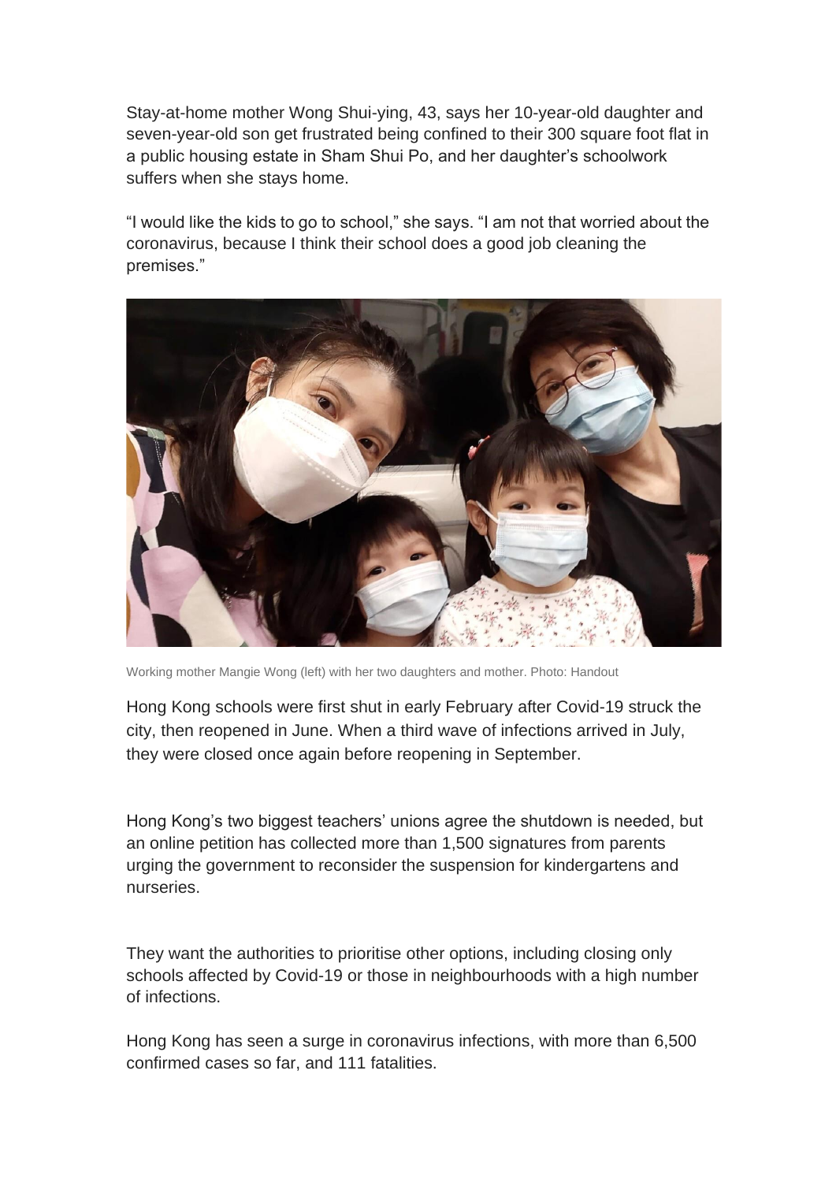Stay-at-home mother Wong Shui-ying, 43, says her 10-year-old daughter and seven-year-old son get frustrated being confined to their 300 square foot flat in a public housing estate in Sham Shui Po, and her daughter's schoolwork suffers when she stays home.

"I would like the kids to go to school," she says. "I am not that worried about the coronavirus, because I think their school does a good job cleaning the premises."

Working mother Mangie Wong (left) with her two daughters and mother. Photo: Handout

Hong Kong schools were first shut in early February after Covid-19 struck the city, then reopened in June. When a third wave of infections arrived in July, they were closed once again before reopening in September.

Hong Kong's two biggest teachers' unions agree the shutdown is needed, but an online petition has collected more than 1,500 signatures from parents urging the government to reconsider the suspension for kindergartens and nurseries.

They want the authorities to prioritise other options, including closing only schools affected by Covid-19 or those in neighbourhoods with a high number of infections.

Hong Kong has seen a surge in coronavirus infections, with more than 6,500 confirmed cases so far, and 111 fatalities.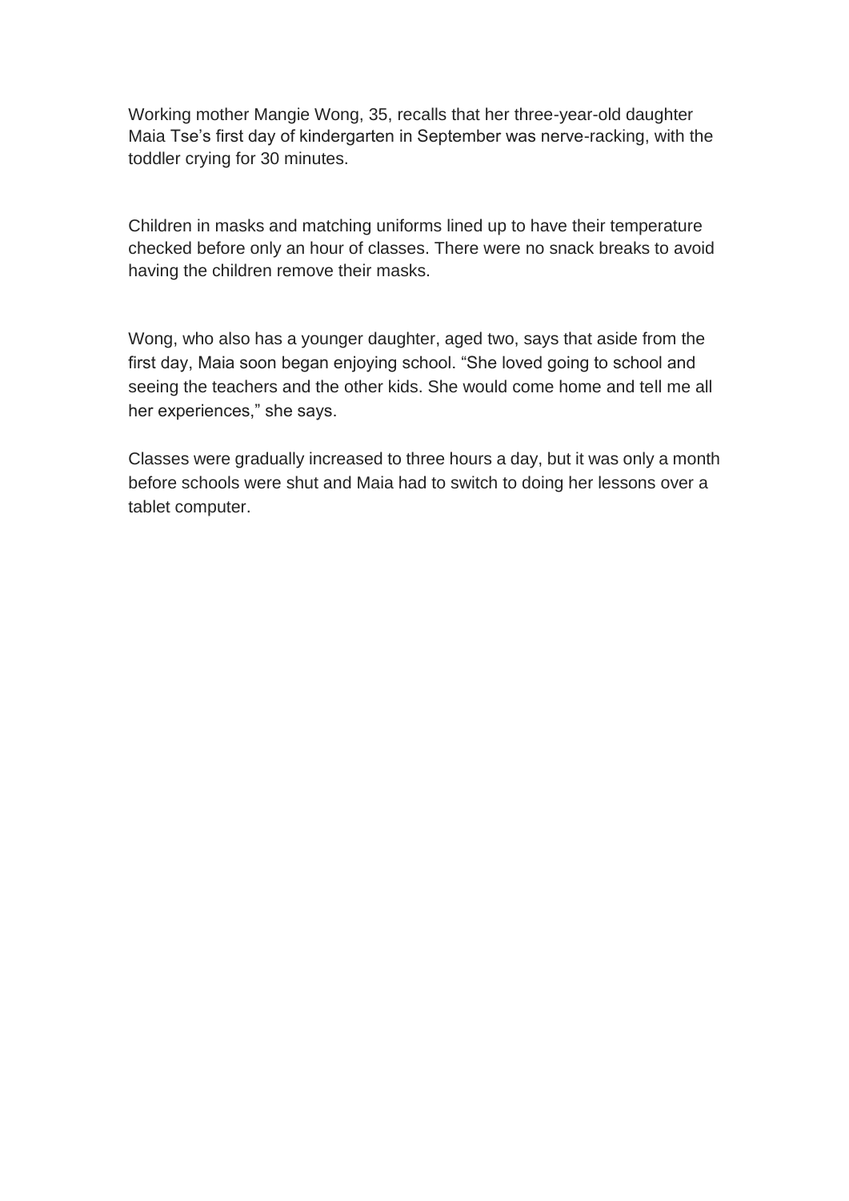Working mother Mangie Wong, 35, recalls that her three-year-old daughter Maia Tse's first day of kindergarten in September was nerve-racking, with the toddler crying for 30 minutes.

Children in masks and matching uniforms lined up to have their temperature checked before only an hour of classes. There were no snack breaks to avoid having the children remove their masks.

Wong, who also has a younger daughter, aged two, says that aside from the first day, Maia soon began enjoying school. "She loved going to school and seeing the teachers and the other kids. She would come home and tell me all her experiences," she says.

Classes were gradually increased to three hours a day, but it was only a month before schools were shut and Maia had to switch to doing her lessons over a tablet computer.